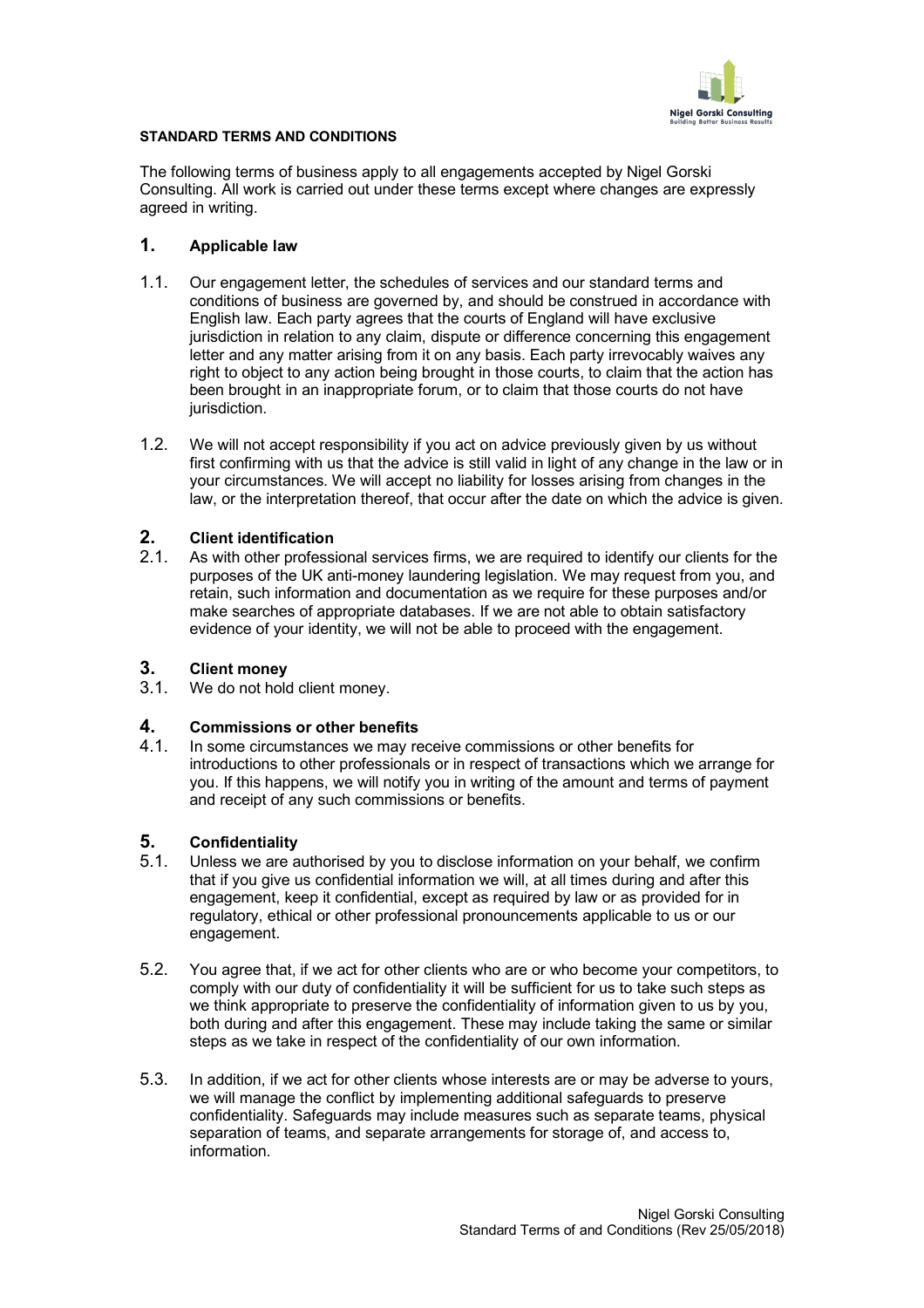**STANDARD TERMS AND CONDITIONS**

The following terms of business apply to all engagements accepted by Nigel Gorski Consulting. All work is carried out under these terms except where changes are expressly agreed in writing.

## 1. Applicable law

1.1. Our engagement letter, the schedules of services and our standard terms and conditions of business are governed by, and should be construed in accordance with English law. Each party agrees that the courts of England will have exclusive jurisdiction in relation to any claim, dispute or difference concerning this engagement letter and any matter arising from it on any basis. Each party irrevocably waives any right to object to any action being brought in those courts, to claim that the action has been brought in an inappropriate forum, or to claim that those courts do not have jurisdiction.

1.2. We will not accept responsibility if you act on advice previously given by us without first confirming with us that the advice is still valid in light of any change in the law or in your circumstances. We will accept no liability for losses arising from changes in the law, or the interpretation thereof, that occur after the date on which the advice is given.

## 2. Client identification

2.1. As with other professional services firms, we are required to identify our clients for the purposes of the UK anti-money laundering legislation. We may request from you, and retain, such information and documentation as we require for these purposes and/or make searches of appropriate databases. If we are not able to obtain satisfactory evidence of your identity, we will not be able to proceed with the engagement.

## 3. Client money

3.1. We do not hold client money.

## 4. Commissions or other benefits

4.1. In some circumstances we may receive commissions or other benefits for introductions to other professionals or in respect of transactions which we arrange for you. If this happens, we will notify you in writing of the amount and terms of payment and receipt of any such commissions or benefits.

## 5. Confidentiality

5.1. Unless we are authorised by you to disclose information on your behalf, we confirm that if you give us confidential information we will, at all times during and after this engagement, keep it confidential, except as required by law or as provided for in regulatory, ethical or other professional pronouncements applicable to us or our engagement.

5.2. You agree that, if we act for other clients who are or who become your competitors, to comply with our duty of confidentiality it will be sufficient for us to take such steps as we think appropriate to preserve the confidentiality of information given to us by you, both during and after this engagement. These may include taking the same or similar steps as we take in respect of the confidentiality of our own information.

5.3. In addition, if we act for other clients whose interests are or may be adverse to yours, we will manage the conflict by implementing additional safeguards to preserve confidentiality. Safeguards may include measures such as separate teams, physical separation of teams, and separate arrangements for storage of, and access to, information.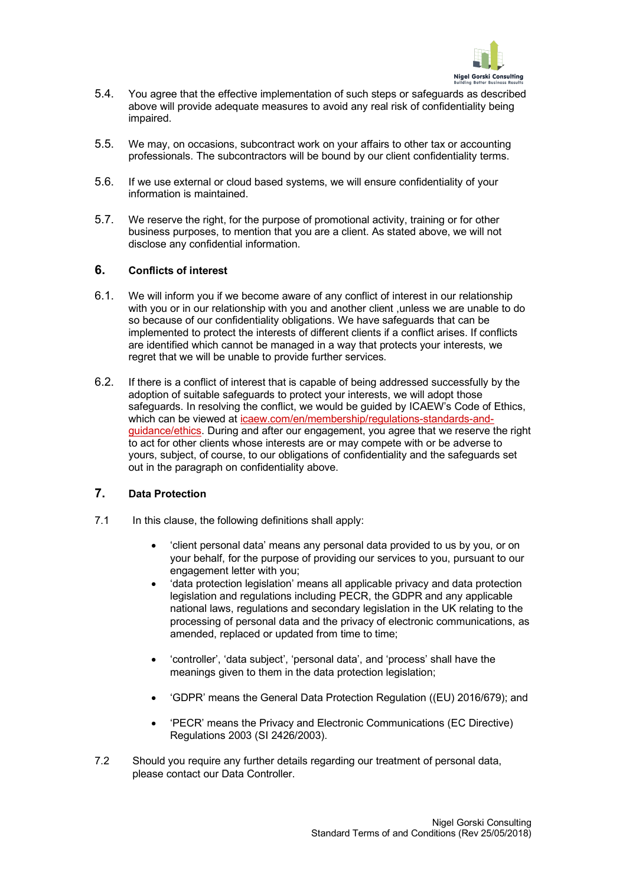5.4. You agree that the effective implementation of such steps or safeguards as described above will provide adequate measures to avoid any real risk of confidentiality being impaired.

5.5. We may, on occasions, subcontract work on your affairs to other tax or accounting professionals. The subcontractors will be bound by our client confidentiality terms.

5.6. If we use external or cloud based systems, we will ensure confidentiality of your information is maintained.

5.7. We reserve the right, for the purpose of promotional activity, training or for other business purposes, to mention that you are a client. As stated above, we will not disclose any confidential information.

## 6. Conflicts of interest

6.1. We will inform you if we become aware of any conflict of interest in our relationship with you or in our relationship with you and another client ,unless we are unable to do so because of our confidentiality obligations. We have safeguards that can be implemented to protect the interests of different clients if a conflict arises. If conflicts are identified which cannot be managed in a way that protects your interests, we regret that we will be unable to provide further services.

6.2. If there is a conflict of interest that is capable of being addressed successfully by the adoption of suitable safeguards to protect your interests, we will adopt those safeguards. In resolving the conflict, we would be guided by ICAEW's Code of Ethics, which can be viewed at icaew.com/en/membership/regulations-standards-and-guidance/ethics. During and after our engagement, you agree that we reserve the right to act for other clients whose interests are or may compete with or be adverse to yours, subject, of course, to our obligations of confidentiality and the safeguards set out in the paragraph on confidentiality above.

## 7. Data Protection

7.1 In this clause, the following definitions shall apply:

- 'client personal data' means any personal data provided to us by you, or on your behalf, for the purpose of providing our services to you, pursuant to our engagement letter with you;
- 'data protection legislation' means all applicable privacy and data protection legislation and regulations including PECR, the GDPR and any applicable national laws, regulations and secondary legislation in the UK relating to the processing of personal data and the privacy of electronic communications, as amended, replaced or updated from time to time;
- 'controller', 'data subject', 'personal data', and 'process' shall have the meanings given to them in the data protection legislation;
- 'GDPR' means the General Data Protection Regulation ((EU) 2016/679); and
- 'PECR' means the Privacy and Electronic Communications (EC Directive) Regulations 2003 (SI 2426/2003).

7.2 Should you require any further details regarding our treatment of personal data, please contact our Data Controller.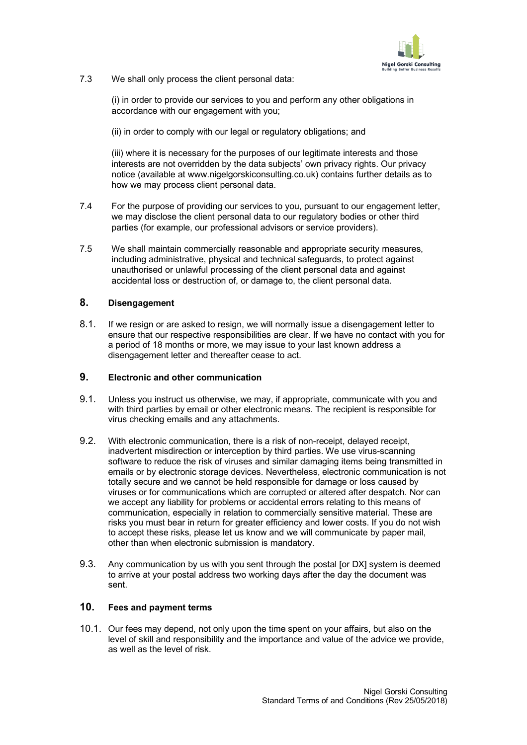7.3 We shall only process the client personal data:

(i) in order to provide our services to you and perform any other obligations in accordance with our engagement with you;

(ii) in order to comply with our legal or regulatory obligations; and

(iii) where it is necessary for the purposes of our legitimate interests and those interests are not overridden by the data subjects' own privacy rights. Our privacy notice (available at www.nigelgorskiconsulting.co.uk) contains further details as to how we may process client personal data.

7.4 For the purpose of providing our services to you, pursuant to our engagement letter, we may disclose the client personal data to our regulatory bodies or other third parties (for example, our professional advisors or service providers).

7.5 We shall maintain commercially reasonable and appropriate security measures, including administrative, physical and technical safeguards, to protect against unauthorised or unlawful processing of the client personal data and against accidental loss or destruction of, or damage to, the client personal data.

## 8. Disengagement

8.1. If we resign or are asked to resign, we will normally issue a disengagement letter to ensure that our respective responsibilities are clear. If we have no contact with you for a period of 18 months or more, we may issue to your last known address a disengagement letter and thereafter cease to act.

## 9. Electronic and other communication

9.1. Unless you instruct us otherwise, we may, if appropriate, communicate with you and with third parties by email or other electronic means. The recipient is responsible for virus checking emails and any attachments.

9.2. With electronic communication, there is a risk of non-receipt, delayed receipt, inadvertent misdirection or interception by third parties. We use virus-scanning software to reduce the risk of viruses and similar damaging items being transmitted in emails or by electronic storage devices. Nevertheless, electronic communication is not totally secure and we cannot be held responsible for damage or loss caused by viruses or for communications which are corrupted or altered after despatch. Nor can we accept any liability for problems or accidental errors relating to this means of communication, especially in relation to commercially sensitive material. These are risks you must bear in return for greater efficiency and lower costs. If you do not wish to accept these risks, please let us know and we will communicate by paper mail, other than when electronic submission is mandatory.

9.3. Any communication by us with you sent through the postal [or DX] system is deemed to arrive at your postal address two working days after the day the document was sent.

## 10. Fees and payment terms

10.1. Our fees may depend, not only upon the time spent on your affairs, but also on the level of skill and responsibility and the importance and value of the advice we provide, as well as the level of risk.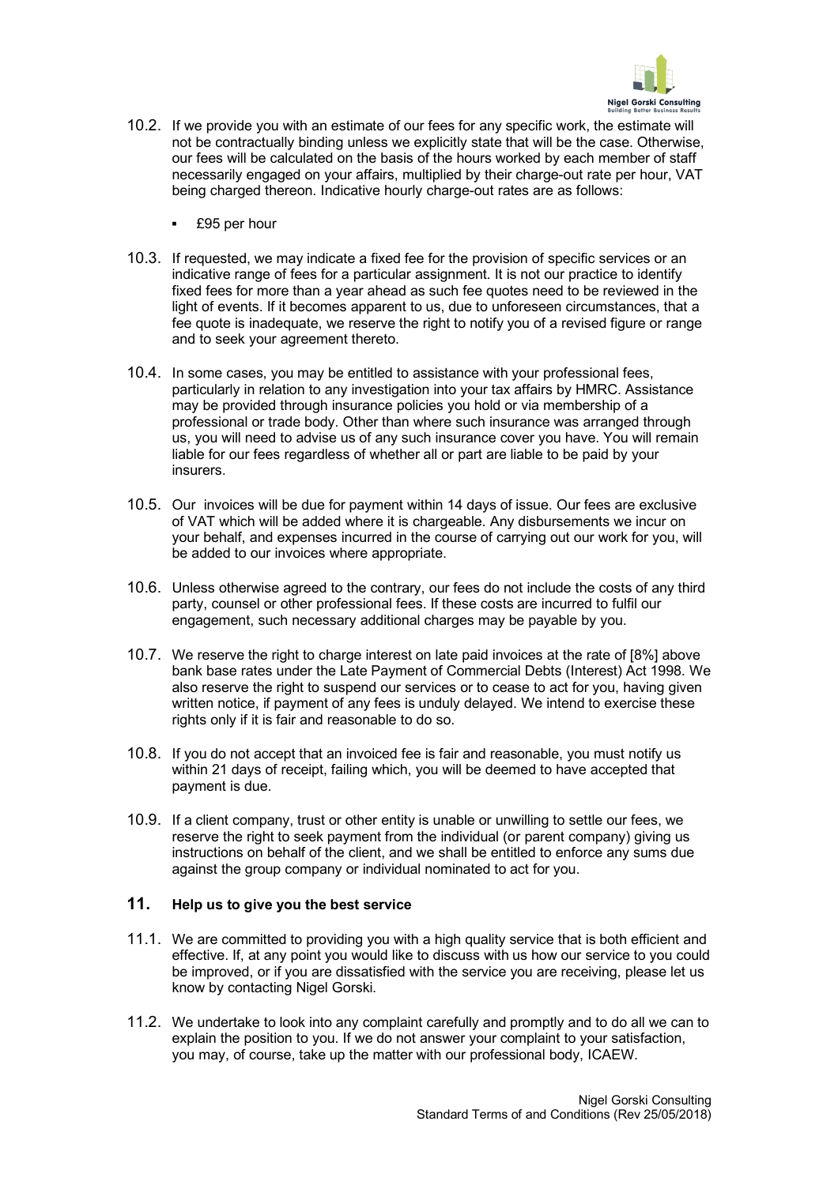10.2. If we provide you with an estimate of our fees for any specific work, the estimate will not be contractually binding unless we explicitly state that will be the case. Otherwise, our fees will be calculated on the basis of the hours worked by each member of staff necessarily engaged on your affairs, multiplied by their charge-out rate per hour, VAT being charged thereon. Indicative hourly charge-out rates are as follows:

- £95 per hour

10.3. If requested, we may indicate a fixed fee for the provision of specific services or an indicative range of fees for a particular assignment. It is not our practice to identify fixed fees for more than a year ahead as such fee quotes need to be reviewed in the light of events. If it becomes apparent to us, due to unforeseen circumstances, that a fee quote is inadequate, we reserve the right to notify you of a revised figure or range and to seek your agreement thereto.

10.4. In some cases, you may be entitled to assistance with your professional fees, particularly in relation to any investigation into your tax affairs by HMRC. Assistance may be provided through insurance policies you hold or via membership of a professional or trade body. Other than where such insurance was arranged through us, you will need to advise us of any such insurance cover you have. You will remain liable for our fees regardless of whether all or part are liable to be paid by your insurers.

10.5. Our invoices will be due for payment within 14 days of issue. Our fees are exclusive of VAT which will be added where it is chargeable. Any disbursements we incur on your behalf, and expenses incurred in the course of carrying out our work for you, will be added to our invoices where appropriate.

10.6. Unless otherwise agreed to the contrary, our fees do not include the costs of any third party, counsel or other professional fees. If these costs are incurred to fulfil our engagement, such necessary additional charges may be payable by you.

10.7. We reserve the right to charge interest on late paid invoices at the rate of [8%] above bank base rates under the Late Payment of Commercial Debts (Interest) Act 1998. We also reserve the right to suspend our services or to cease to act for you, having given written notice, if payment of any fees is unduly delayed. We intend to exercise these rights only if it is fair and reasonable to do so.

10.8. If you do not accept that an invoiced fee is fair and reasonable, you must notify us within 21 days of receipt, failing which, you will be deemed to have accepted that payment is due.

10.9. If a client company, trust or other entity is unable or unwilling to settle our fees, we reserve the right to seek payment from the individual (or parent company) giving us instructions on behalf of the client, and we shall be entitled to enforce any sums due against the group company or individual nominated to act for you.

## 11. Help us to give you the best service

11.1. We are committed to providing you with a high quality service that is both efficient and effective. If, at any point you would like to discuss with us how our service to you could be improved, or if you are dissatisfied with the service you are receiving, please let us know by contacting Nigel Gorski.

11.2. We undertake to look into any complaint carefully and promptly and to do all we can to explain the position to you. If we do not answer your complaint to your satisfaction, you may, of course, take up the matter with our professional body, ICAEW.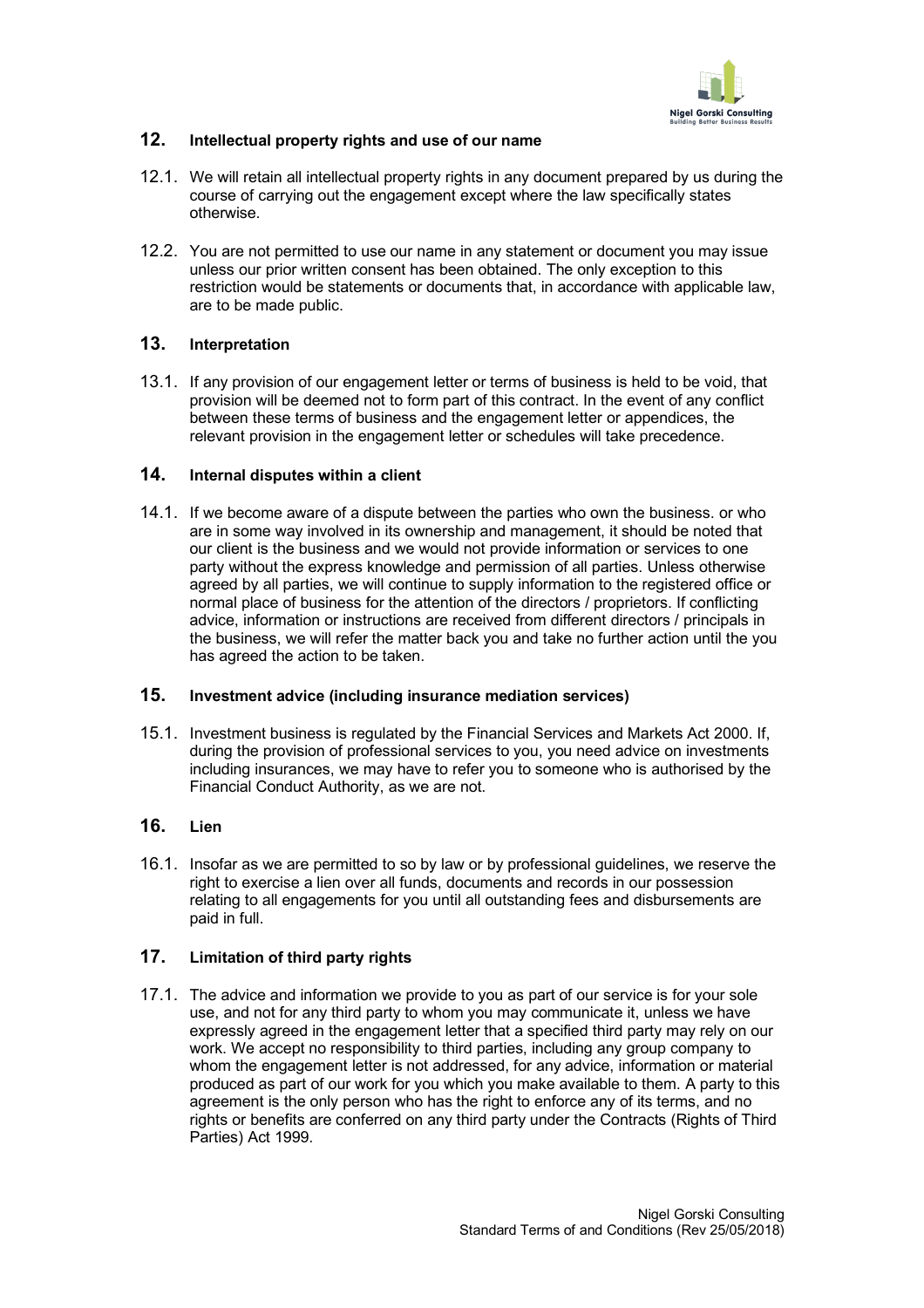## 12. Intellectual property rights and use of our name

12.1. We will retain all intellectual property rights in any document prepared by us during the course of carrying out the engagement except where the law specifically states otherwise.

12.2. You are not permitted to use our name in any statement or document you may issue unless our prior written consent has been obtained. The only exception to this restriction would be statements or documents that, in accordance with applicable law, are to be made public.

## 13. Interpretation

13.1. If any provision of our engagement letter or terms of business is held to be void, that provision will be deemed not to form part of this contract. In the event of any conflict between these terms of business and the engagement letter or appendices, the relevant provision in the engagement letter or schedules will take precedence.

## 14. Internal disputes within a client

14.1. If we become aware of a dispute between the parties who own the business. or who are in some way involved in its ownership and management, it should be noted that our client is the business and we would not provide information or services to one party without the express knowledge and permission of all parties. Unless otherwise agreed by all parties, we will continue to supply information to the registered office or normal place of business for the attention of the directors / proprietors. If conflicting advice, information or instructions are received from different directors / principals in the business, we will refer the matter back you and take no further action until the you has agreed the action to be taken.

## 15. Investment advice (including insurance mediation services)

15.1. Investment business is regulated by the Financial Services and Markets Act 2000. If, during the provision of professional services to you, you need advice on investments including insurances, we may have to refer you to someone who is authorised by the Financial Conduct Authority, as we are not.

## 16. Lien

16.1. Insofar as we are permitted to so by law or by professional guidelines, we reserve the right to exercise a lien over all funds, documents and records in our possession relating to all engagements for you until all outstanding fees and disbursements are paid in full.

## 17. Limitation of third party rights

17.1. The advice and information we provide to you as part of our service is for your sole use, and not for any third party to whom you may communicate it, unless we have expressly agreed in the engagement letter that a specified third party may rely on our work. We accept no responsibility to third parties, including any group company to whom the engagement letter is not addressed, for any advice, information or material produced as part of our work for you which you make available to them. A party to this agreement is the only person who has the right to enforce any of its terms, and no rights or benefits are conferred on any third party under the Contracts (Rights of Third Parties) Act 1999.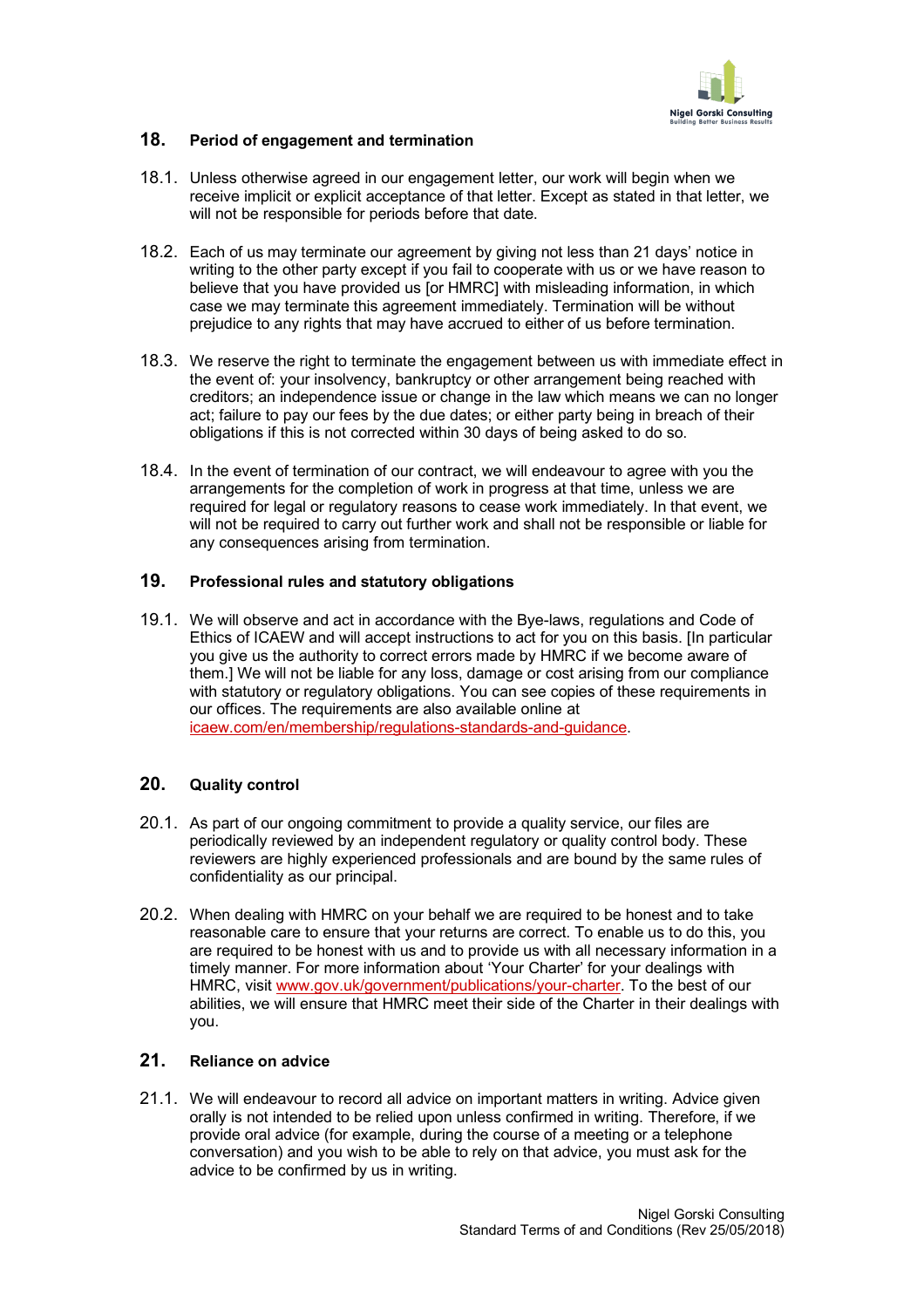## 18. Period of engagement and termination

18.1. Unless otherwise agreed in our engagement letter, our work will begin when we receive implicit or explicit acceptance of that letter. Except as stated in that letter, we will not be responsible for periods before that date.

18.2. Each of us may terminate our agreement by giving not less than 21 days' notice in writing to the other party except if you fail to cooperate with us or we have reason to believe that you have provided us [or HMRC] with misleading information, in which case we may terminate this agreement immediately. Termination will be without prejudice to any rights that may have accrued to either of us before termination.

18.3. We reserve the right to terminate the engagement between us with immediate effect in the event of: your insolvency, bankruptcy or other arrangement being reached with creditors; an independence issue or change in the law which means we can no longer act; failure to pay our fees by the due dates; or either party being in breach of their obligations if this is not corrected within 30 days of being asked to do so.

18.4. In the event of termination of our contract, we will endeavour to agree with you the arrangements for the completion of work in progress at that time, unless we are required for legal or regulatory reasons to cease work immediately. In that event, we will not be required to carry out further work and shall not be responsible or liable for any consequences arising from termination.

## 19. Professional rules and statutory obligations

19.1. We will observe and act in accordance with the Bye-laws, regulations and Code of Ethics of ICAEW and will accept instructions to act for you on this basis. [In particular you give us the authority to correct errors made by HMRC if we become aware of them.] We will not be liable for any loss, damage or cost arising from our compliance with statutory or regulatory obligations. You can see copies of these requirements in our offices. The requirements are also available online at icaew.com/en/membership/regulations-standards-and-guidance.

## 20. Quality control

20.1. As part of our ongoing commitment to provide a quality service, our files are periodically reviewed by an independent regulatory or quality control body. These reviewers are highly experienced professionals and are bound by the same rules of confidentiality as our principal.

20.2. When dealing with HMRC on your behalf we are required to be honest and to take reasonable care to ensure that your returns are correct. To enable us to do this, you are required to be honest with us and to provide us with all necessary information in a timely manner. For more information about 'Your Charter' for your dealings with HMRC, visit www.gov.uk/government/publications/your-charter. To the best of our abilities, we will ensure that HMRC meet their side of the Charter in their dealings with you.

## 21. Reliance on advice

21.1. We will endeavour to record all advice on important matters in writing. Advice given orally is not intended to be relied upon unless confirmed in writing. Therefore, if we provide oral advice (for example, during the course of a meeting or a telephone conversation) and you wish to be able to rely on that advice, you must ask for the advice to be confirmed by us in writing.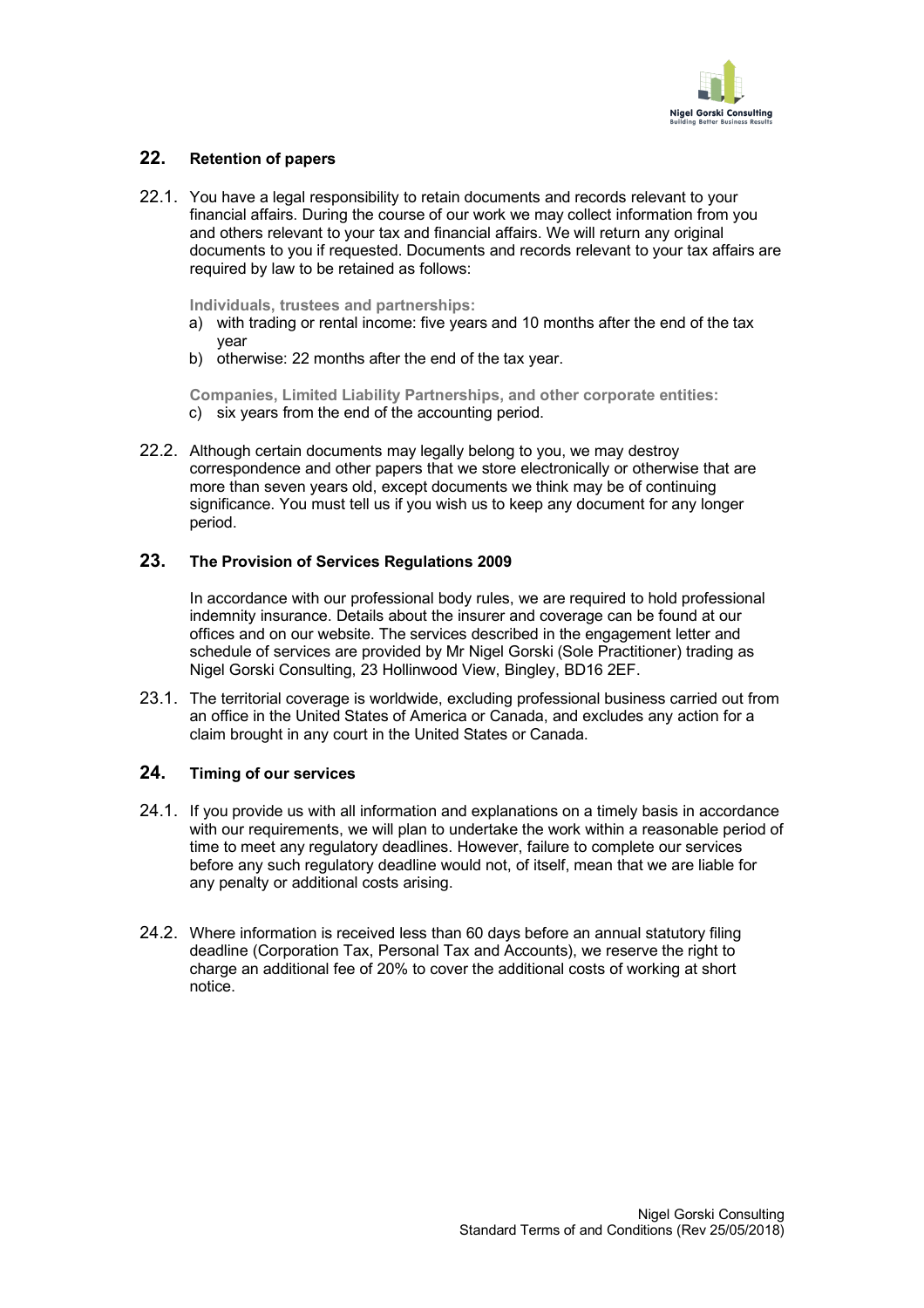## 22. Retention of papers

22.1. You have a legal responsibility to retain documents and records relevant to your financial affairs. During the course of our work we may collect information from you and others relevant to your tax and financial affairs. We will return any original documents to you if requested. Documents and records relevant to your tax affairs are required by law to be retained as follows:

**Individuals, trustees and partnerships:**

a) with trading or rental income: five years and 10 months after the end of the tax year
b) otherwise: 22 months after the end of the tax year.

**Companies, Limited Liability Partnerships, and other corporate entities:**

c) six years from the end of the accounting period.

22.2. Although certain documents may legally belong to you, we may destroy correspondence and other papers that we store electronically or otherwise that are more than seven years old, except documents we think may be of continuing significance. You must tell us if you wish us to keep any document for any longer period.

## 23. The Provision of Services Regulations 2009

In accordance with our professional body rules, we are required to hold professional indemnity insurance. Details about the insurer and coverage can be found at our offices and on our website. The services described in the engagement letter and schedule of services are provided by Mr Nigel Gorski (Sole Practitioner) trading as Nigel Gorski Consulting, 23 Hollinwood View, Bingley, BD16 2EF.

23.1. The territorial coverage is worldwide, excluding professional business carried out from an office in the United States of America or Canada, and excludes any action for a claim brought in any court in the United States or Canada.

## 24. Timing of our services

24.1. If you provide us with all information and explanations on a timely basis in accordance with our requirements, we will plan to undertake the work within a reasonable period of time to meet any regulatory deadlines. However, failure to complete our services before any such regulatory deadline would not, of itself, mean that we are liable for any penalty or additional costs arising.

24.2. Where information is received less than 60 days before an annual statutory filing deadline (Corporation Tax, Personal Tax and Accounts), we reserve the right to charge an additional fee of 20% to cover the additional costs of working at short notice.